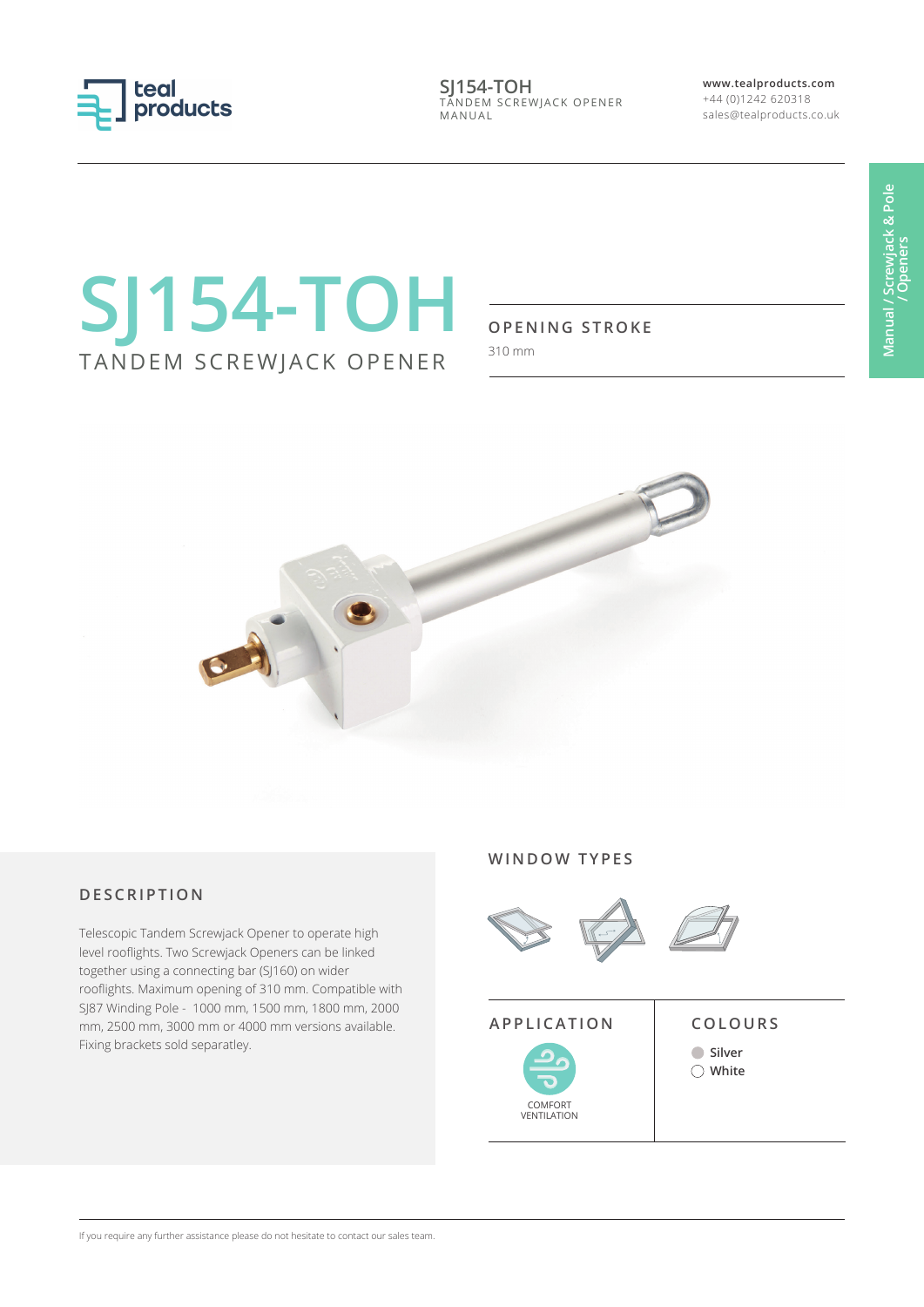# SJ154-TOH

TANDEM SCREWJACK OPENER

## OPENING STROKE

310 mm

## DESCRIPTION

Telescopic Tandem Screwjack Opener to operate high level rooflights. Two Screwjack Openers can be linked together using a connecting bar (SJ160) on wider rooflights. Maximum opening of 310 mm. Compatible with SJ87 Winding Pole - 1000 mm, 1500 mm, 1800 mm, 2000 mm, 2500 mm, 3000 mm or 4000 mm versions available. Fixing brackets sold separatley.

## WINDOW TYPES

## APPLICATION

COMFORT VENTILATION

## COLOURS

- Silver
- White

If you require any further assistance please do not hesitate to contact our sales team.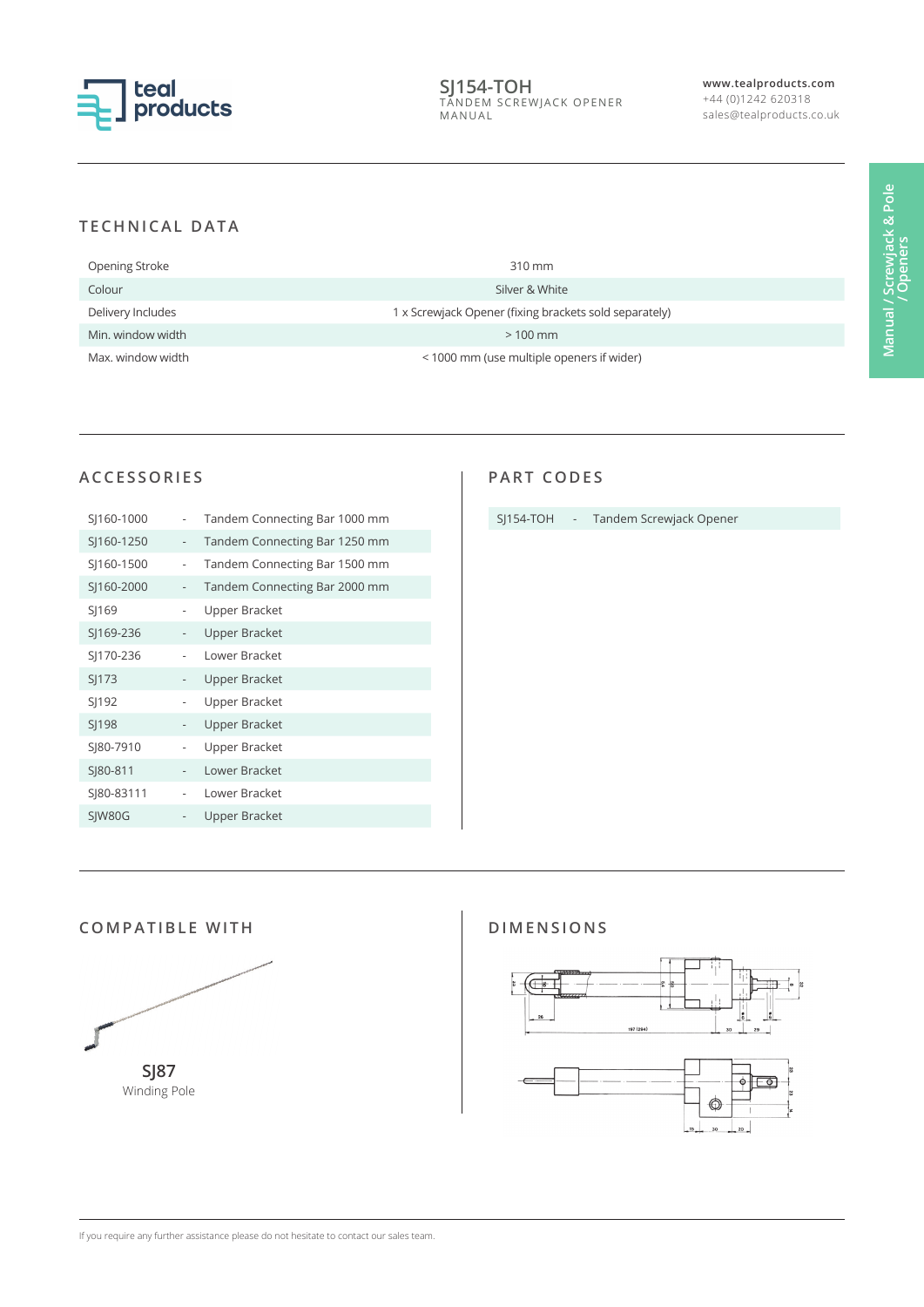## TECHNICAL DATA

| | |
|---|---|
| Opening Stroke | 310 mm |
| Colour | Silver & White |
| Delivery Includes | 1 x Screwjack Opener (fixing brackets sold separately) |
| Min. window width | > 100 mm |
| Max. window width | < 1000 mm (use multiple openers if wider) |

## ACCESSORIES

| | | |
|---|---|---|
| SJ160-1000 | - | Tandem Connecting Bar 1000 mm |
| SJ160-1250 | - | Tandem Connecting Bar 1250 mm |
| SJ160-1500 | - | Tandem Connecting Bar 1500 mm |
| SJ160-2000 | - | Tandem Connecting Bar 2000 mm |
| SJ169 | - | Upper Bracket |
| SJ169-236 | - | Upper Bracket |
| SJ170-236 | - | Lower Bracket |
| SJ173 | - | Upper Bracket |
| SJ192 | - | Upper Bracket |
| SJ198 | - | Upper Bracket |
| SJ80-7910 | - | Upper Bracket |
| SJ80-811 | - | Lower Bracket |
| SJ80-83111 | - | Lower Bracket |
| SJW80G | - | Upper Bracket |

## PART CODES

| | | |
|---|---|---|
| SJ154-TOH | - | Tandem Screwjack Opener |

## COMPATIBLE WITH

**SJ87**
Winding Pole

## DIMENSIONS

If you require any further assistance please do not hesitate to contact our sales team.